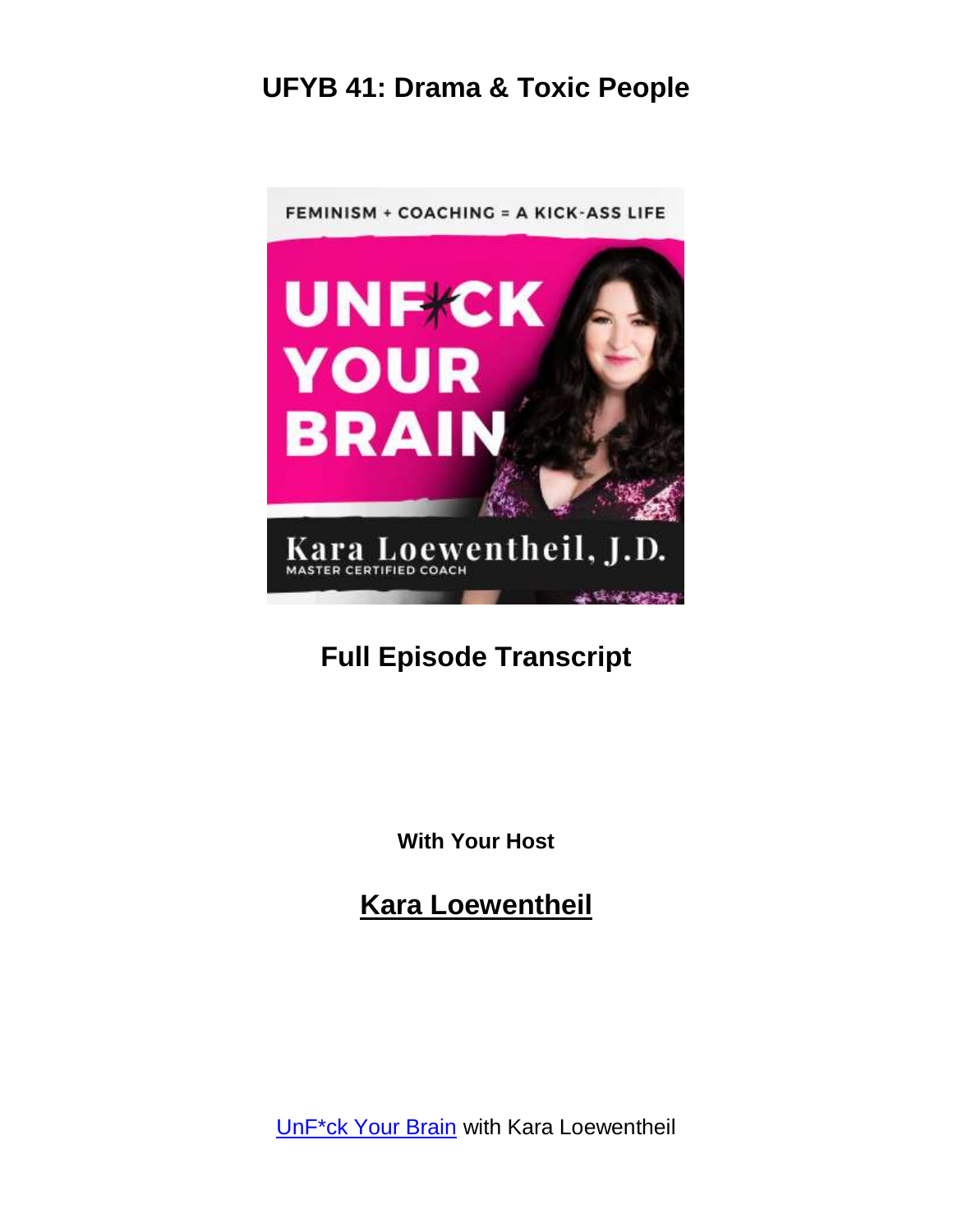# UFYB 41: Drama & Toxic People

## Full Episode Transcript

**With Your Host**

## Kara Loewentheil

UnF*ck Your Brain with Kara Loewentheil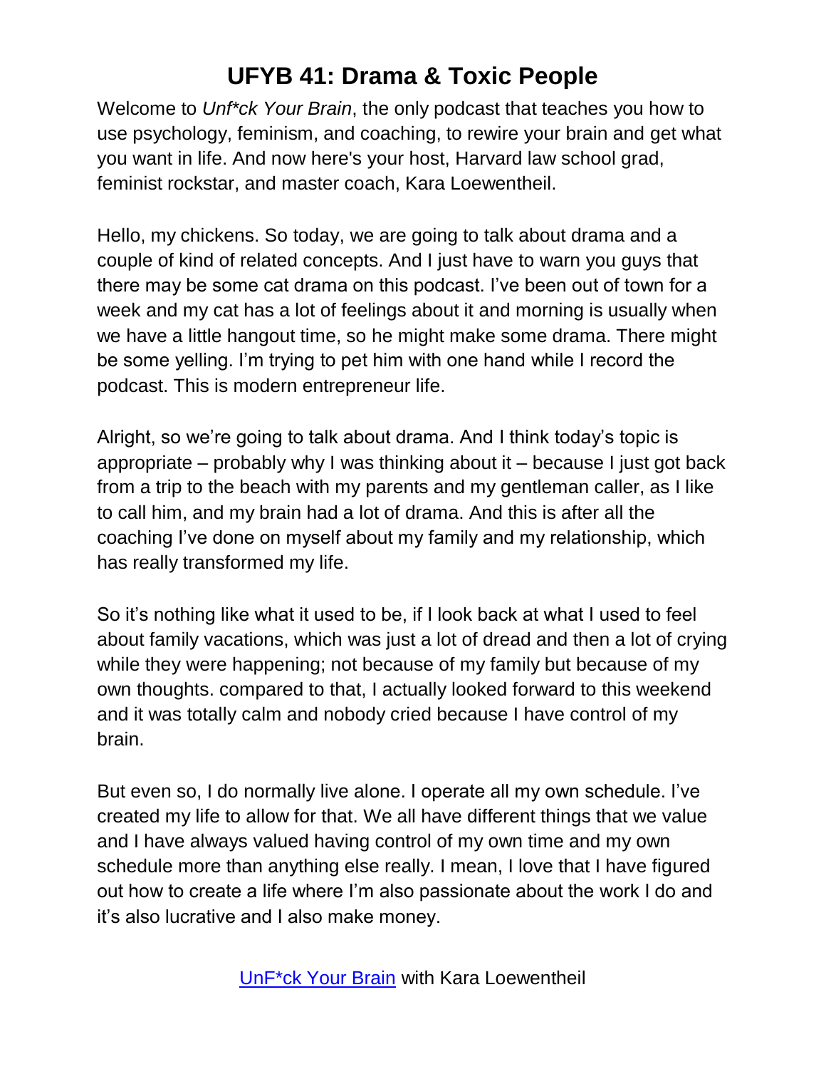# UFYB 41: Drama & Toxic People

Welcome to *Unf*ck Your Brain*, the only podcast that teaches you how to use psychology, feminism, and coaching, to rewire your brain and get what you want in life. And now here's your host, Harvard law school grad, feminist rockstar, and master coach, Kara Loewentheil.

Hello, my chickens. So today, we are going to talk about drama and a couple of kind of related concepts. And I just have to warn you guys that there may be some cat drama on this podcast. I've been out of town for a week and my cat has a lot of feelings about it and morning is usually when we have a little hangout time, so he might make some drama. There might be some yelling. I'm trying to pet him with one hand while I record the podcast. This is modern entrepreneur life.

Alright, so we're going to talk about drama. And I think today's topic is appropriate – probably why I was thinking about it – because I just got back from a trip to the beach with my parents and my gentleman caller, as I like to call him, and my brain had a lot of drama. And this is after all the coaching I've done on myself about my family and my relationship, which has really transformed my life.

So it's nothing like what it used to be, if I look back at what I used to feel about family vacations, which was just a lot of dread and then a lot of crying while they were happening; not because of my family but because of my own thoughts. compared to that, I actually looked forward to this weekend and it was totally calm and nobody cried because I have control of my brain.

But even so, I do normally live alone. I operate all my own schedule. I've created my life to allow for that. We all have different things that we value and I have always valued having control of my own time and my own schedule more than anything else really. I mean, I love that I have figured out how to create a life where I'm also passionate about the work I do and it's also lucrative and I also make money.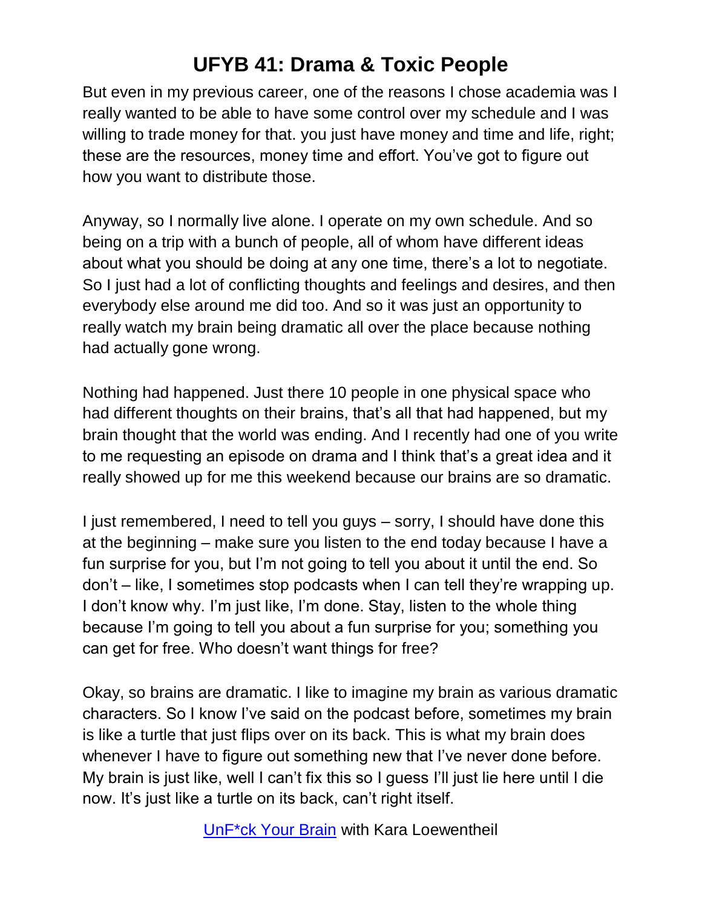But even in my previous career, one of the reasons I chose academia was I really wanted to be able to have some control over my schedule and I was willing to trade money for that. you just have money and time and life, right; these are the resources, money time and effort. You've got to figure out how you want to distribute those.

Anyway, so I normally live alone. I operate on my own schedule. And so being on a trip with a bunch of people, all of whom have different ideas about what you should be doing at any one time, there's a lot to negotiate. So I just had a lot of conflicting thoughts and feelings and desires, and then everybody else around me did too. And so it was just an opportunity to really watch my brain being dramatic all over the place because nothing had actually gone wrong.

Nothing had happened. Just there 10 people in one physical space who had different thoughts on their brains, that's all that had happened, but my brain thought that the world was ending. And I recently had one of you write to me requesting an episode on drama and I think that's a great idea and it really showed up for me this weekend because our brains are so dramatic.

I just remembered, I need to tell you guys – sorry, I should have done this at the beginning – make sure you listen to the end today because I have a fun surprise for you, but I'm not going to tell you about it until the end. So don't – like, I sometimes stop podcasts when I can tell they're wrapping up. I don't know why. I'm just like, I'm done. Stay, listen to the whole thing because I'm going to tell you about a fun surprise for you; something you can get for free. Who doesn't want things for free?

Okay, so brains are dramatic. I like to imagine my brain as various dramatic characters. So I know I've said on the podcast before, sometimes my brain is like a turtle that just flips over on its back. This is what my brain does whenever I have to figure out something new that I've never done before. My brain is just like, well I can't fix this so I guess I'll just lie here until I die now. It's just like a turtle on its back, can't right itself.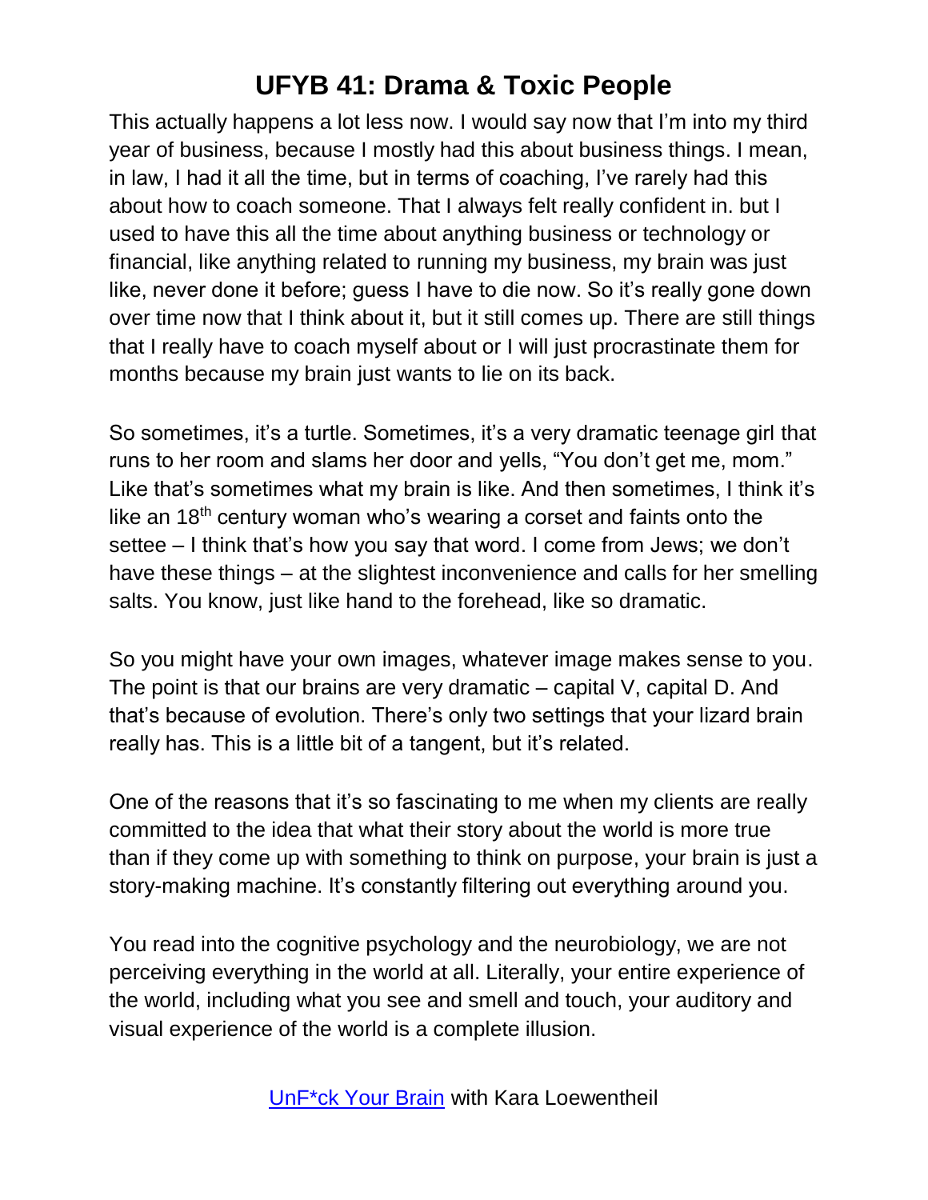This actually happens a lot less now. I would say now that I'm into my third year of business, because I mostly had this about business things. I mean, in law, I had it all the time, but in terms of coaching, I've rarely had this about how to coach someone. That I always felt really confident in. but I used to have this all the time about anything business or technology or financial, like anything related to running my business, my brain was just like, never done it before; guess I have to die now. So it's really gone down over time now that I think about it, but it still comes up. There are still things that I really have to coach myself about or I will just procrastinate them for months because my brain just wants to lie on its back.

So sometimes, it's a turtle. Sometimes, it's a very dramatic teenage girl that runs to her room and slams her door and yells, "You don't get me, mom." Like that's sometimes what my brain is like. And then sometimes, I think it's like an 18th century woman who's wearing a corset and faints onto the settee – I think that's how you say that word. I come from Jews; we don't have these things – at the slightest inconvenience and calls for her smelling salts. You know, just like hand to the forehead, like so dramatic.

So you might have your own images, whatever image makes sense to you. The point is that our brains are very dramatic – capital V, capital D. And that's because of evolution. There's only two settings that your lizard brain really has. This is a little bit of a tangent, but it's related.

One of the reasons that it's so fascinating to me when my clients are really committed to the idea that what their story about the world is more true than if they come up with something to think on purpose, your brain is just a story-making machine. It's constantly filtering out everything around you.

You read into the cognitive psychology and the neurobiology, we are not perceiving everything in the world at all. Literally, your entire experience of the world, including what you see and smell and touch, your auditory and visual experience of the world is a complete illusion.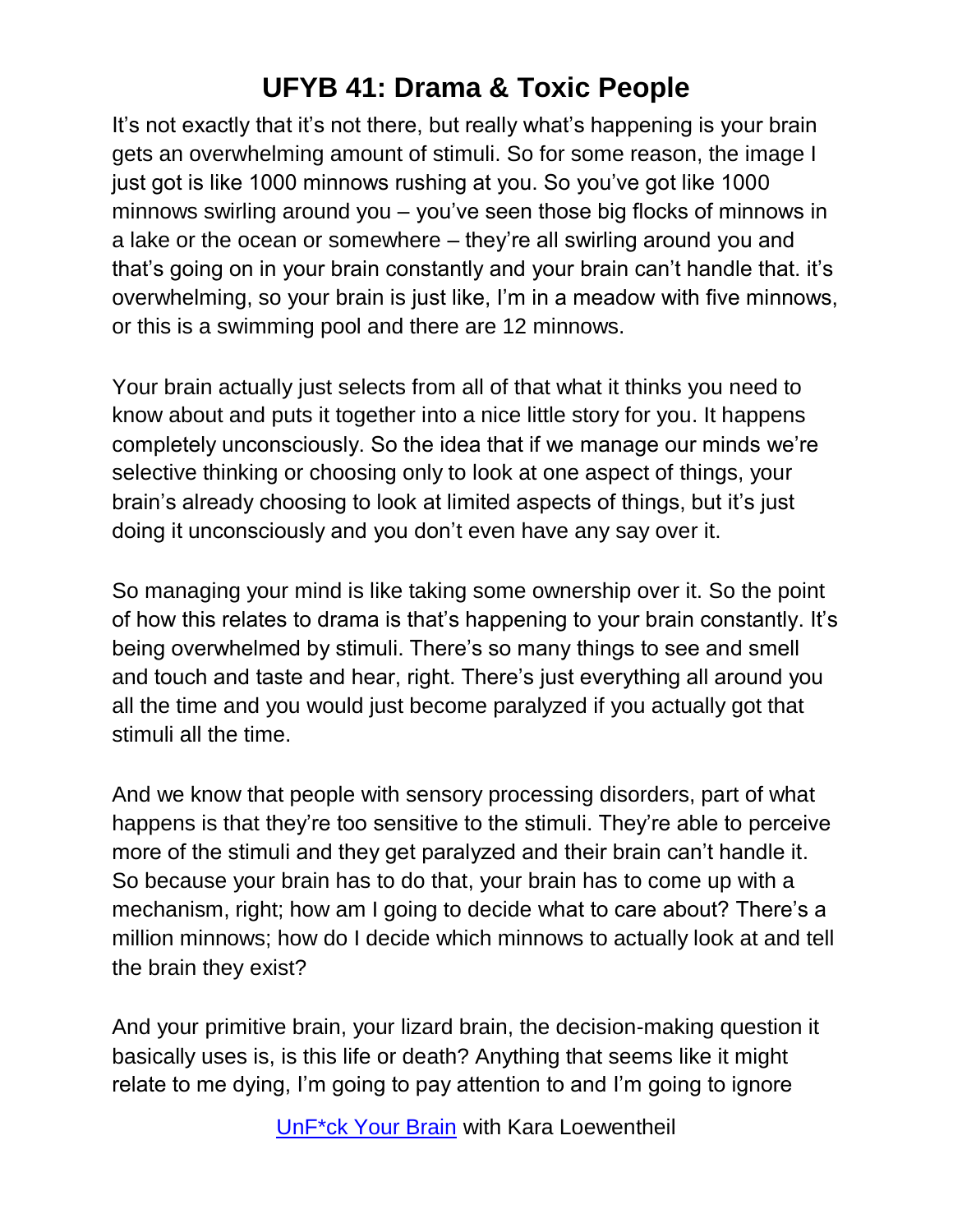It's not exactly that it's not there, but really what's happening is your brain gets an overwhelming amount of stimuli. So for some reason, the image I just got is like 1000 minnows rushing at you. So you've got like 1000 minnows swirling around you – you've seen those big flocks of minnows in a lake or the ocean or somewhere – they're all swirling around you and that's going on in your brain constantly and your brain can't handle that. it's overwhelming, so your brain is just like, I'm in a meadow with five minnows, or this is a swimming pool and there are 12 minnows.

Your brain actually just selects from all of that what it thinks you need to know about and puts it together into a nice little story for you. It happens completely unconsciously. So the idea that if we manage our minds we're selective thinking or choosing only to look at one aspect of things, your brain's already choosing to look at limited aspects of things, but it's just doing it unconsciously and you don't even have any say over it.

So managing your mind is like taking some ownership over it. So the point of how this relates to drama is that's happening to your brain constantly. It's being overwhelmed by stimuli. There's so many things to see and smell and touch and taste and hear, right. There's just everything all around you all the time and you would just become paralyzed if you actually got that stimuli all the time.

And we know that people with sensory processing disorders, part of what happens is that they're too sensitive to the stimuli. They're able to perceive more of the stimuli and they get paralyzed and their brain can't handle it. So because your brain has to do that, your brain has to come up with a mechanism, right; how am I going to decide what to care about? There's a million minnows; how do I decide which minnows to actually look at and tell the brain they exist?

And your primitive brain, your lizard brain, the decision-making question it basically uses is, is this life or death? Anything that seems like it might relate to me dying, I'm going to pay attention to and I'm going to ignore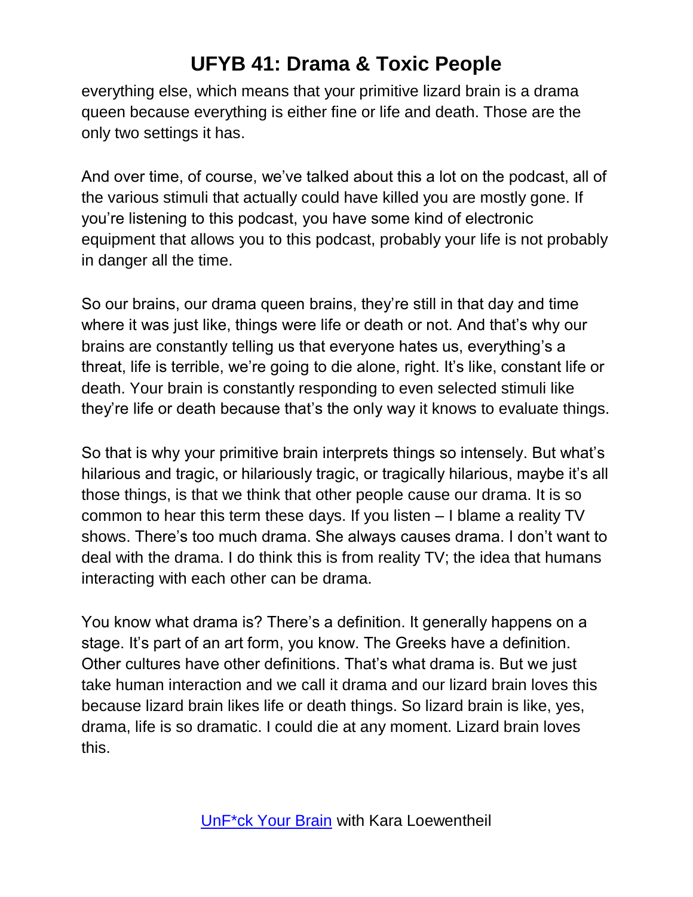everything else, which means that your primitive lizard brain is a drama queen because everything is either fine or life and death. Those are the only two settings it has.

And over time, of course, we've talked about this a lot on the podcast, all of the various stimuli that actually could have killed you are mostly gone. If you're listening to this podcast, you have some kind of electronic equipment that allows you to this podcast, probably your life is not probably in danger all the time.

So our brains, our drama queen brains, they're still in that day and time where it was just like, things were life or death or not. And that's why our brains are constantly telling us that everyone hates us, everything's a threat, life is terrible, we're going to die alone, right. It's like, constant life or death. Your brain is constantly responding to even selected stimuli like they're life or death because that's the only way it knows to evaluate things.

So that is why your primitive brain interprets things so intensely. But what's hilarious and tragic, or hilariously tragic, or tragically hilarious, maybe it's all those things, is that we think that other people cause our drama. It is so common to hear this term these days. If you listen – I blame a reality TV shows. There's too much drama. She always causes drama. I don't want to deal with the drama. I do think this is from reality TV; the idea that humans interacting with each other can be drama.

You know what drama is? There's a definition. It generally happens on a stage. It's part of an art form, you know. The Greeks have a definition. Other cultures have other definitions. That's what drama is. But we just take human interaction and we call it drama and our lizard brain loves this because lizard brain likes life or death things. So lizard brain is like, yes, drama, life is so dramatic. I could die at any moment. Lizard brain loves this.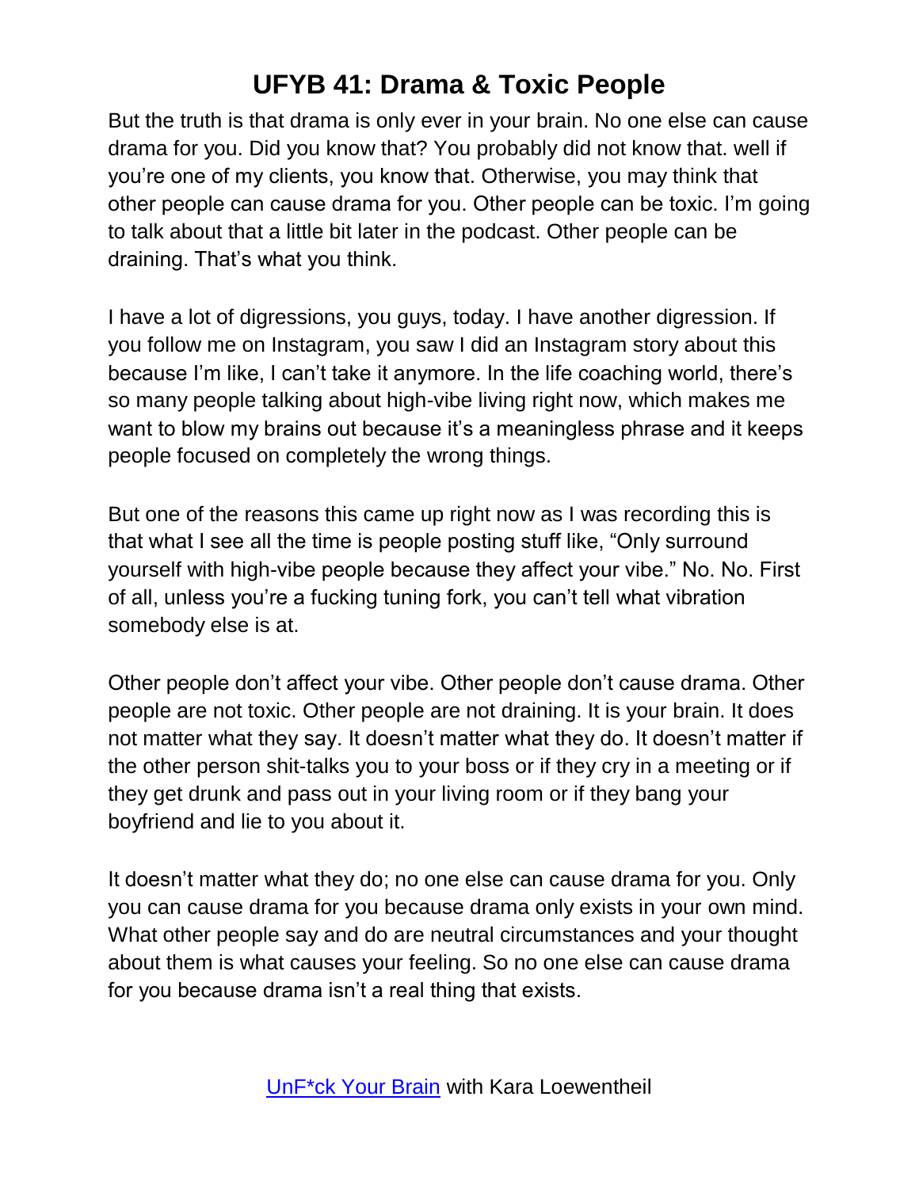But the truth is that drama is only ever in your brain. No one else can cause drama for you. Did you know that? You probably did not know that. well if you're one of my clients, you know that. Otherwise, you may think that other people can cause drama for you. Other people can be toxic. I'm going to talk about that a little bit later in the podcast. Other people can be draining. That's what you think.

I have a lot of digressions, you guys, today. I have another digression. If you follow me on Instagram, you saw I did an Instagram story about this because I'm like, I can't take it anymore. In the life coaching world, there's so many people talking about high-vibe living right now, which makes me want to blow my brains out because it's a meaningless phrase and it keeps people focused on completely the wrong things.

But one of the reasons this came up right now as I was recording this is that what I see all the time is people posting stuff like, "Only surround yourself with high-vibe people because they affect your vibe." No. No. First of all, unless you're a fucking tuning fork, you can't tell what vibration somebody else is at.

Other people don't affect your vibe. Other people don't cause drama. Other people are not toxic. Other people are not draining. It is your brain. It does not matter what they say. It doesn't matter what they do. It doesn't matter if the other person shit-talks you to your boss or if they cry in a meeting or if they get drunk and pass out in your living room or if they bang your boyfriend and lie to you about it.

It doesn't matter what they do; no one else can cause drama for you. Only you can cause drama for you because drama only exists in your own mind. What other people say and do are neutral circumstances and your thought about them is what causes your feeling. So no one else can cause drama for you because drama isn't a real thing that exists.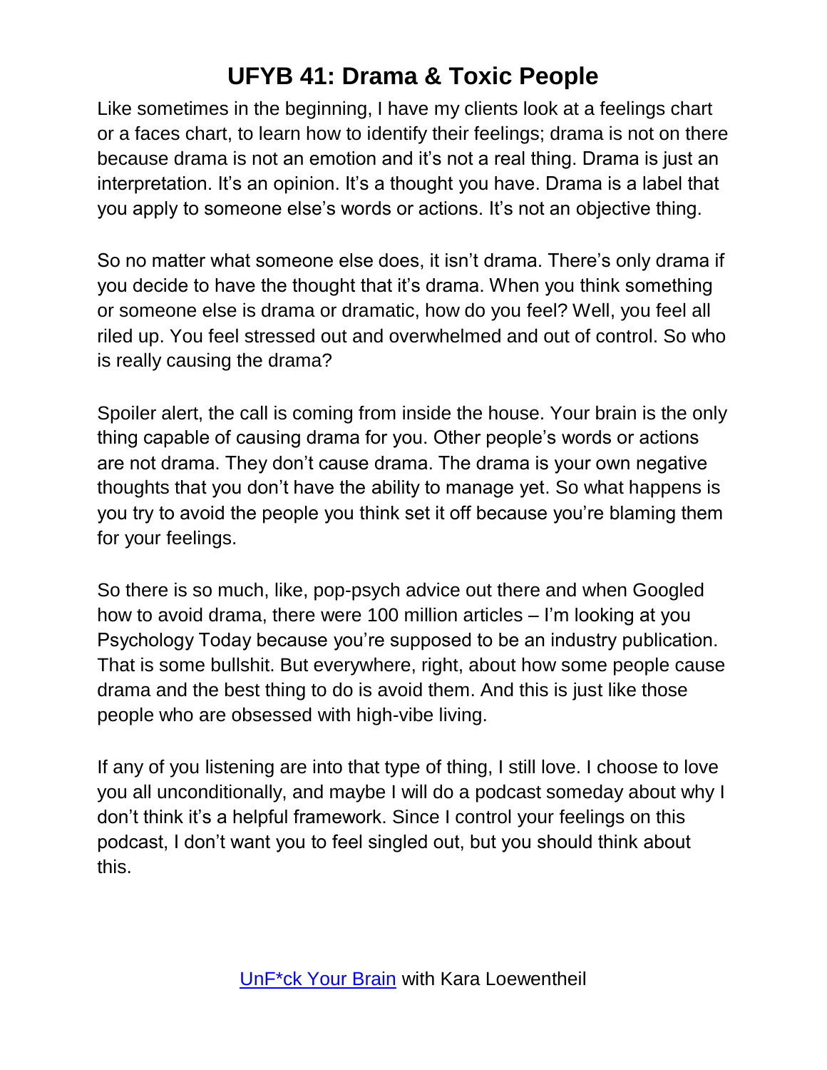Like sometimes in the beginning, I have my clients look at a feelings chart or a faces chart, to learn how to identify their feelings; drama is not on there because drama is not an emotion and it's not a real thing. Drama is just an interpretation. It's an opinion. It's a thought you have. Drama is a label that you apply to someone else's words or actions. It's not an objective thing.

So no matter what someone else does, it isn't drama. There's only drama if you decide to have the thought that it's drama. When you think something or someone else is drama or dramatic, how do you feel? Well, you feel all riled up. You feel stressed out and overwhelmed and out of control. So who is really causing the drama?

Spoiler alert, the call is coming from inside the house. Your brain is the only thing capable of causing drama for you. Other people's words or actions are not drama. They don't cause drama. The drama is your own negative thoughts that you don't have the ability to manage yet. So what happens is you try to avoid the people you think set it off because you're blaming them for your feelings.

So there is so much, like, pop-psych advice out there and when Googled how to avoid drama, there were 100 million articles – I'm looking at you Psychology Today because you're supposed to be an industry publication. That is some bullshit. But everywhere, right, about how some people cause drama and the best thing to do is avoid them. And this is just like those people who are obsessed with high-vibe living.

If any of you listening are into that type of thing, I still love. I choose to love you all unconditionally, and maybe I will do a podcast someday about why I don't think it's a helpful framework. Since I control your feelings on this podcast, I don't want you to feel singled out, but you should think about this.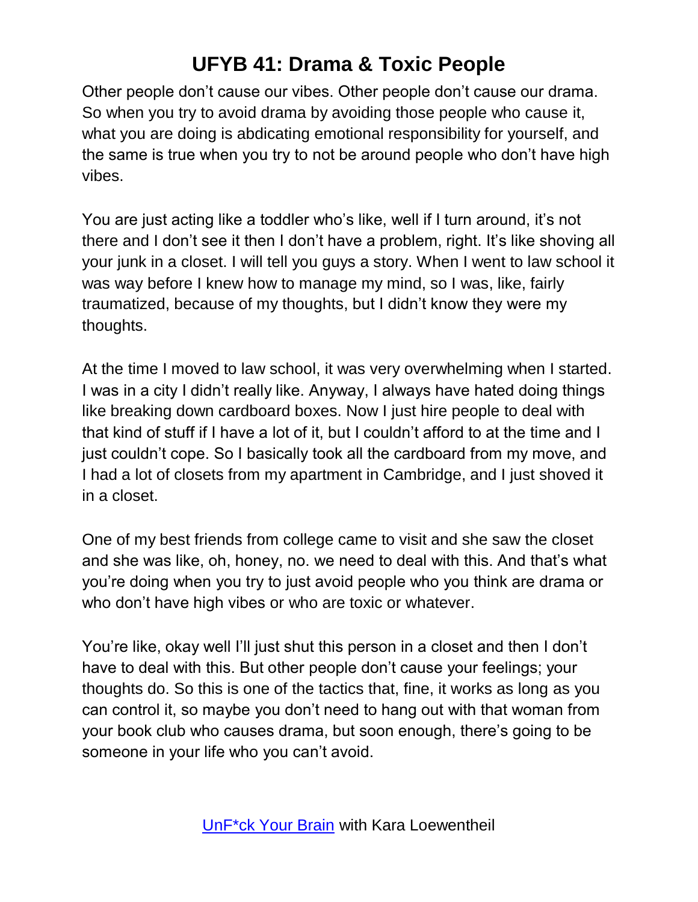Other people don't cause our vibes. Other people don't cause our drama. So when you try to avoid drama by avoiding those people who cause it, what you are doing is abdicating emotional responsibility for yourself, and the same is true when you try to not be around people who don't have high vibes.

You are just acting like a toddler who's like, well if I turn around, it's not there and I don't see it then I don't have a problem, right. It's like shoving all your junk in a closet. I will tell you guys a story. When I went to law school it was way before I knew how to manage my mind, so I was, like, fairly traumatized, because of my thoughts, but I didn't know they were my thoughts.

At the time I moved to law school, it was very overwhelming when I started. I was in a city I didn't really like. Anyway, I always have hated doing things like breaking down cardboard boxes. Now I just hire people to deal with that kind of stuff if I have a lot of it, but I couldn't afford to at the time and I just couldn't cope. So I basically took all the cardboard from my move, and I had a lot of closets from my apartment in Cambridge, and I just shoved it in a closet.

One of my best friends from college came to visit and she saw the closet and she was like, oh, honey, no. we need to deal with this. And that's what you're doing when you try to just avoid people who you think are drama or who don't have high vibes or who are toxic or whatever.

You're like, okay well I'll just shut this person in a closet and then I don't have to deal with this. But other people don't cause your feelings; your thoughts do. So this is one of the tactics that, fine, it works as long as you can control it, so maybe you don't need to hang out with that woman from your book club who causes drama, but soon enough, there's going to be someone in your life who you can't avoid.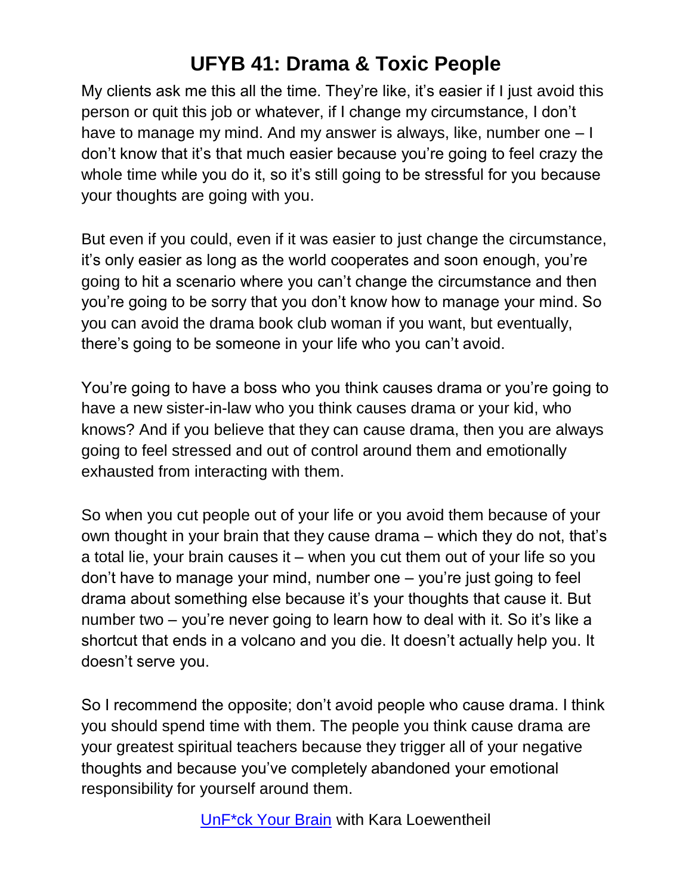My clients ask me this all the time. They're like, it's easier if I just avoid this person or quit this job or whatever, if I change my circumstance, I don't have to manage my mind. And my answer is always, like, number one – I don't know that it's that much easier because you're going to feel crazy the whole time while you do it, so it's still going to be stressful for you because your thoughts are going with you.

But even if you could, even if it was easier to just change the circumstance, it's only easier as long as the world cooperates and soon enough, you're going to hit a scenario where you can't change the circumstance and then you're going to be sorry that you don't know how to manage your mind. So you can avoid the drama book club woman if you want, but eventually, there's going to be someone in your life who you can't avoid.

You're going to have a boss who you think causes drama or you're going to have a new sister-in-law who you think causes drama or your kid, who knows? And if you believe that they can cause drama, then you are always going to feel stressed and out of control around them and emotionally exhausted from interacting with them.

So when you cut people out of your life or you avoid them because of your own thought in your brain that they cause drama – which they do not, that's a total lie, your brain causes it – when you cut them out of your life so you don't have to manage your mind, number one – you're just going to feel drama about something else because it's your thoughts that cause it. But number two – you're never going to learn how to deal with it. So it's like a shortcut that ends in a volcano and you die. It doesn't actually help you. It doesn't serve you.

So I recommend the opposite; don't avoid people who cause drama. I think you should spend time with them. The people you think cause drama are your greatest spiritual teachers because they trigger all of your negative thoughts and because you've completely abandoned your emotional responsibility for yourself around them.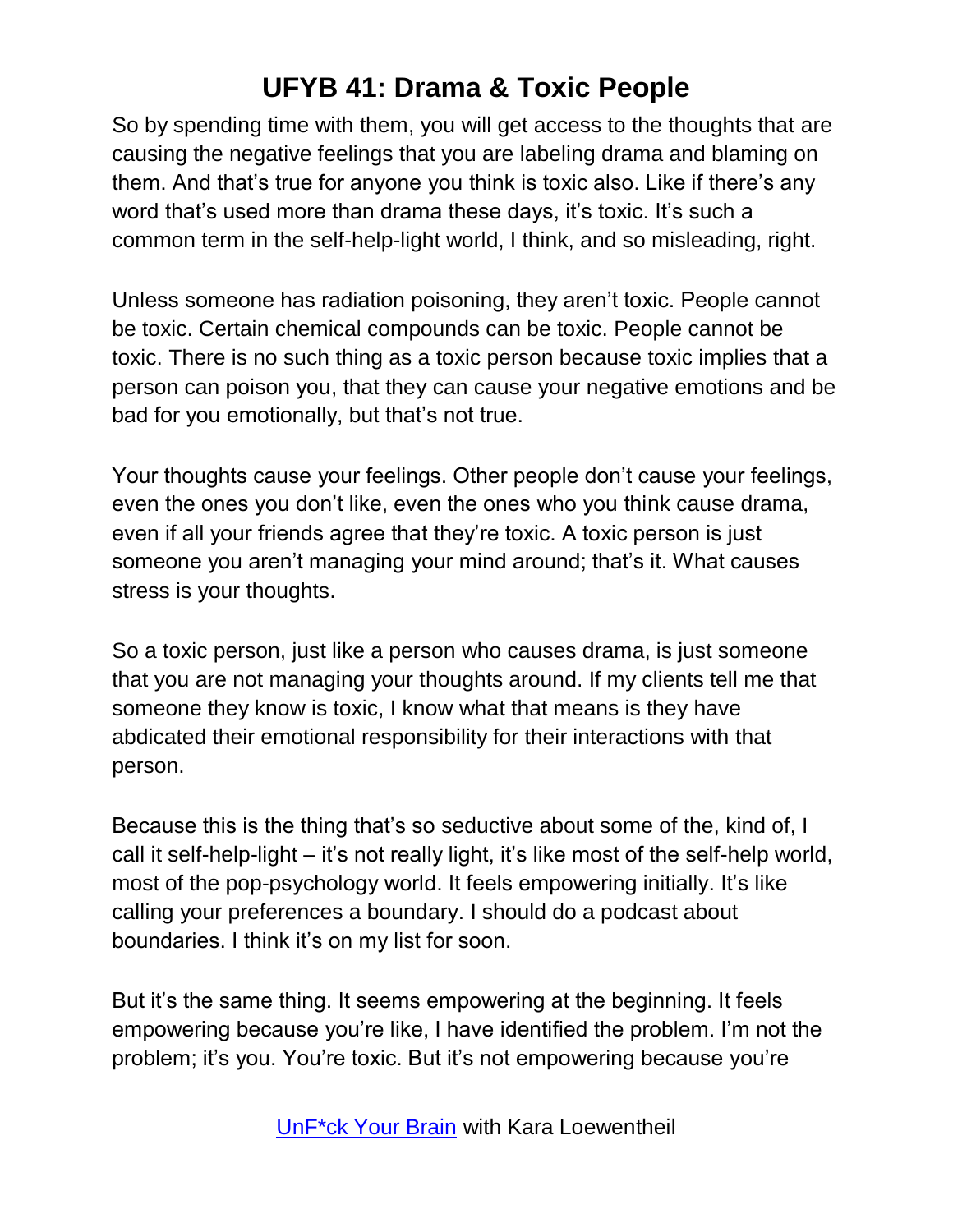So by spending time with them, you will get access to the thoughts that are causing the negative feelings that you are labeling drama and blaming on them. And that's true for anyone you think is toxic also. Like if there's any word that's used more than drama these days, it's toxic. It's such a common term in the self-help-light world, I think, and so misleading, right.

Unless someone has radiation poisoning, they aren't toxic. People cannot be toxic. Certain chemical compounds can be toxic. People cannot be toxic. There is no such thing as a toxic person because toxic implies that a person can poison you, that they can cause your negative emotions and be bad for you emotionally, but that's not true.

Your thoughts cause your feelings. Other people don't cause your feelings, even the ones you don't like, even the ones who you think cause drama, even if all your friends agree that they're toxic. A toxic person is just someone you aren't managing your mind around; that's it. What causes stress is your thoughts.

So a toxic person, just like a person who causes drama, is just someone that you are not managing your thoughts around. If my clients tell me that someone they know is toxic, I know what that means is they have abdicated their emotional responsibility for their interactions with that person.

Because this is the thing that's so seductive about some of the, kind of, I call it self-help-light – it's not really light, it's like most of the self-help world, most of the pop-psychology world. It feels empowering initially. It's like calling your preferences a boundary. I should do a podcast about boundaries. I think it's on my list for soon.

But it's the same thing. It seems empowering at the beginning. It feels empowering because you're like, I have identified the problem. I'm not the problem; it's you. You're toxic. But it's not empowering because you're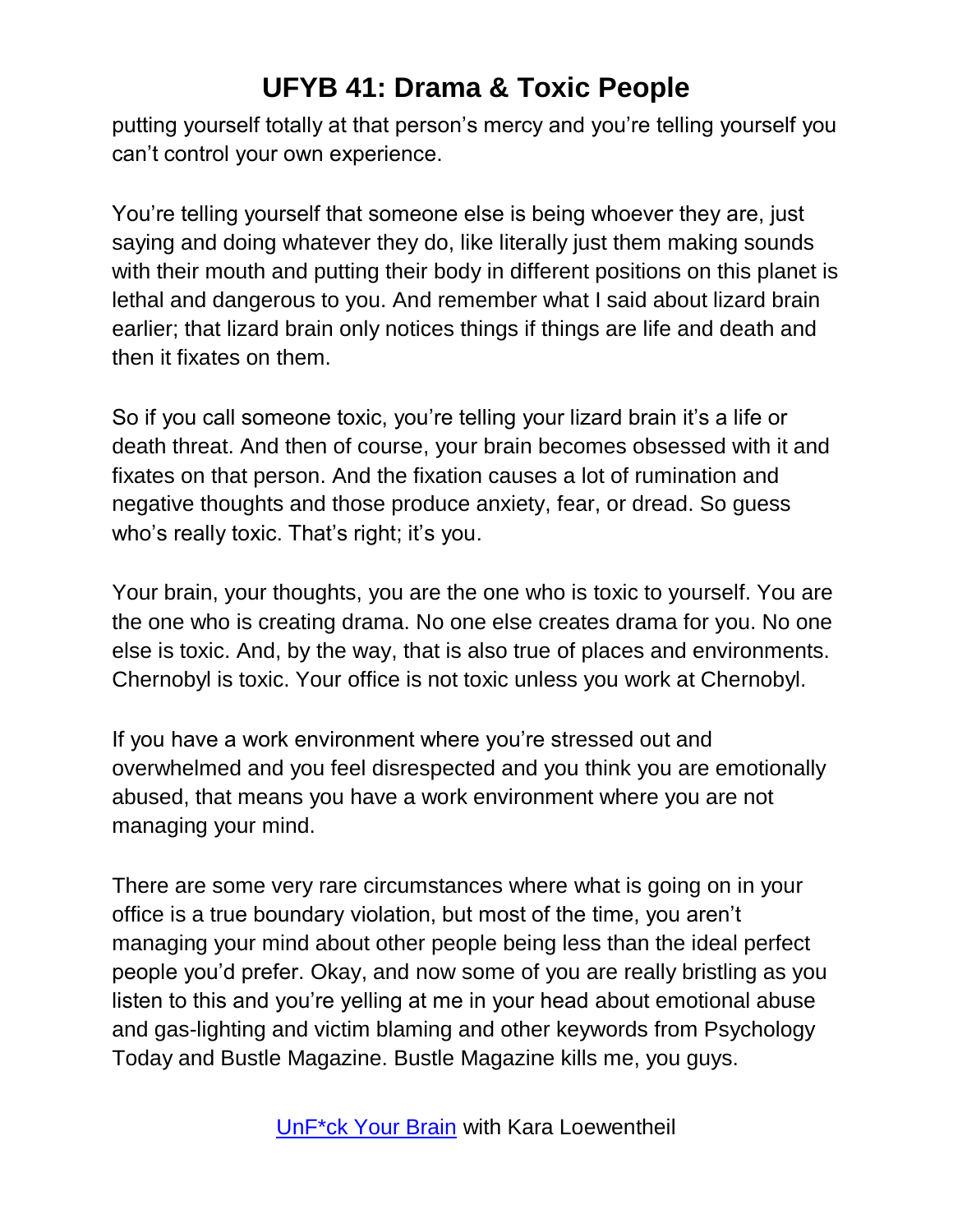putting yourself totally at that person's mercy and you're telling yourself you can't control your own experience.

You're telling yourself that someone else is being whoever they are, just saying and doing whatever they do, like literally just them making sounds with their mouth and putting their body in different positions on this planet is lethal and dangerous to you. And remember what I said about lizard brain earlier; that lizard brain only notices things if things are life and death and then it fixates on them.

So if you call someone toxic, you're telling your lizard brain it's a life or death threat. And then of course, your brain becomes obsessed with it and fixates on that person. And the fixation causes a lot of rumination and negative thoughts and those produce anxiety, fear, or dread. So guess who's really toxic. That's right; it's you.

Your brain, your thoughts, you are the one who is toxic to yourself. You are the one who is creating drama. No one else creates drama for you. No one else is toxic. And, by the way, that is also true of places and environments. Chernobyl is toxic. Your office is not toxic unless you work at Chernobyl.

If you have a work environment where you're stressed out and overwhelmed and you feel disrespected and you think you are emotionally abused, that means you have a work environment where you are not managing your mind.

There are some very rare circumstances where what is going on in your office is a true boundary violation, but most of the time, you aren't managing your mind about other people being less than the ideal perfect people you'd prefer. Okay, and now some of you are really bristling as you listen to this and you're yelling at me in your head about emotional abuse and gas-lighting and victim blaming and other keywords from Psychology Today and Bustle Magazine. Bustle Magazine kills me, you guys.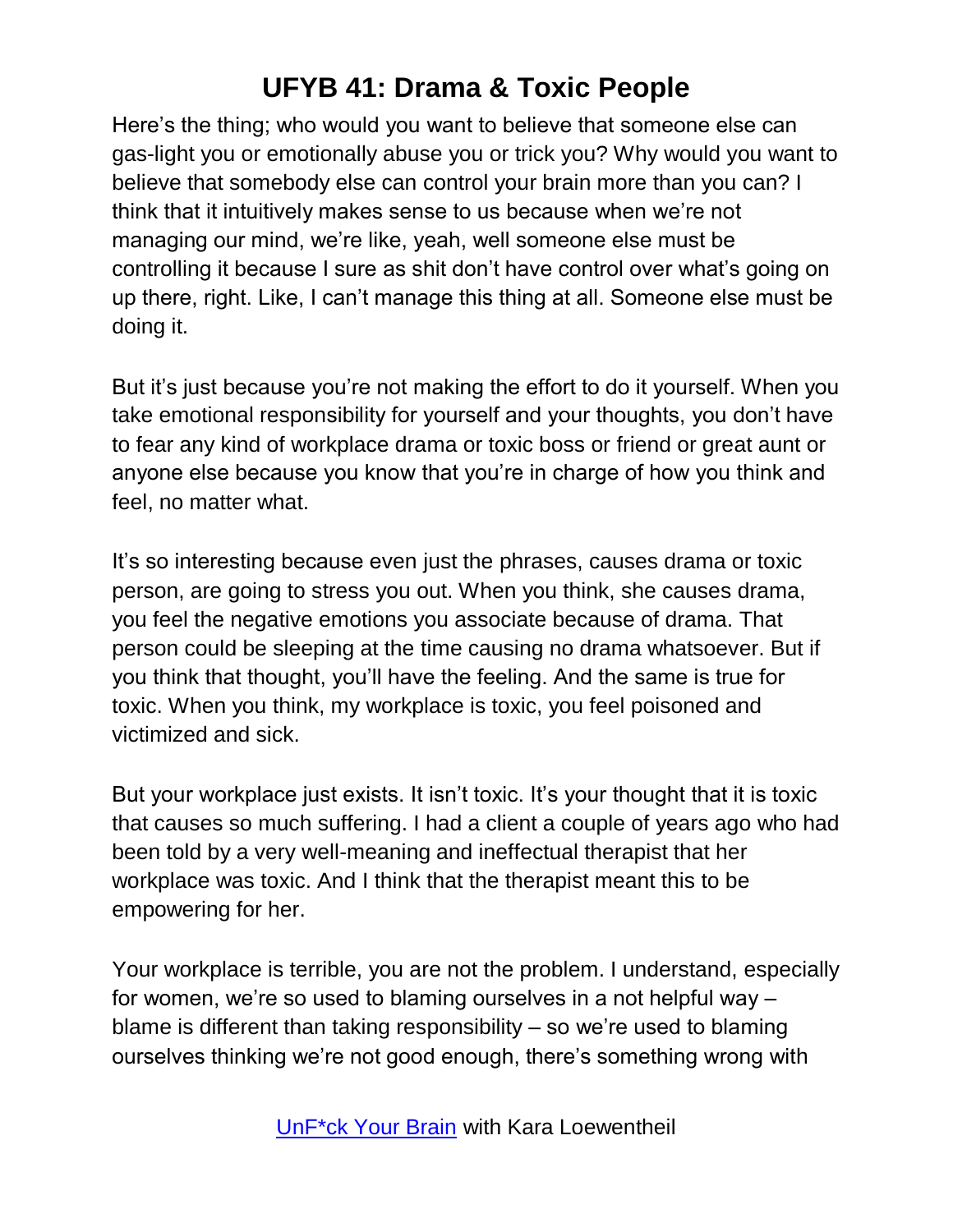Here's the thing; who would you want to believe that someone else can gas-light you or emotionally abuse you or trick you? Why would you want to believe that somebody else can control your brain more than you can? I think that it intuitively makes sense to us because when we're not managing our mind, we're like, yeah, well someone else must be controlling it because I sure as shit don't have control over what's going on up there, right. Like, I can't manage this thing at all. Someone else must be doing it.

But it's just because you're not making the effort to do it yourself. When you take emotional responsibility for yourself and your thoughts, you don't have to fear any kind of workplace drama or toxic boss or friend or great aunt or anyone else because you know that you're in charge of how you think and feel, no matter what.

It's so interesting because even just the phrases, causes drama or toxic person, are going to stress you out. When you think, she causes drama, you feel the negative emotions you associate because of drama. That person could be sleeping at the time causing no drama whatsoever. But if you think that thought, you'll have the feeling. And the same is true for toxic. When you think, my workplace is toxic, you feel poisoned and victimized and sick.

But your workplace just exists. It isn't toxic. It's your thought that it is toxic that causes so much suffering. I had a client a couple of years ago who had been told by a very well-meaning and ineffectual therapist that her workplace was toxic. And I think that the therapist meant this to be empowering for her.

Your workplace is terrible, you are not the problem. I understand, especially for women, we're so used to blaming ourselves in a not helpful way – blame is different than taking responsibility – so we're used to blaming ourselves thinking we're not good enough, there's something wrong with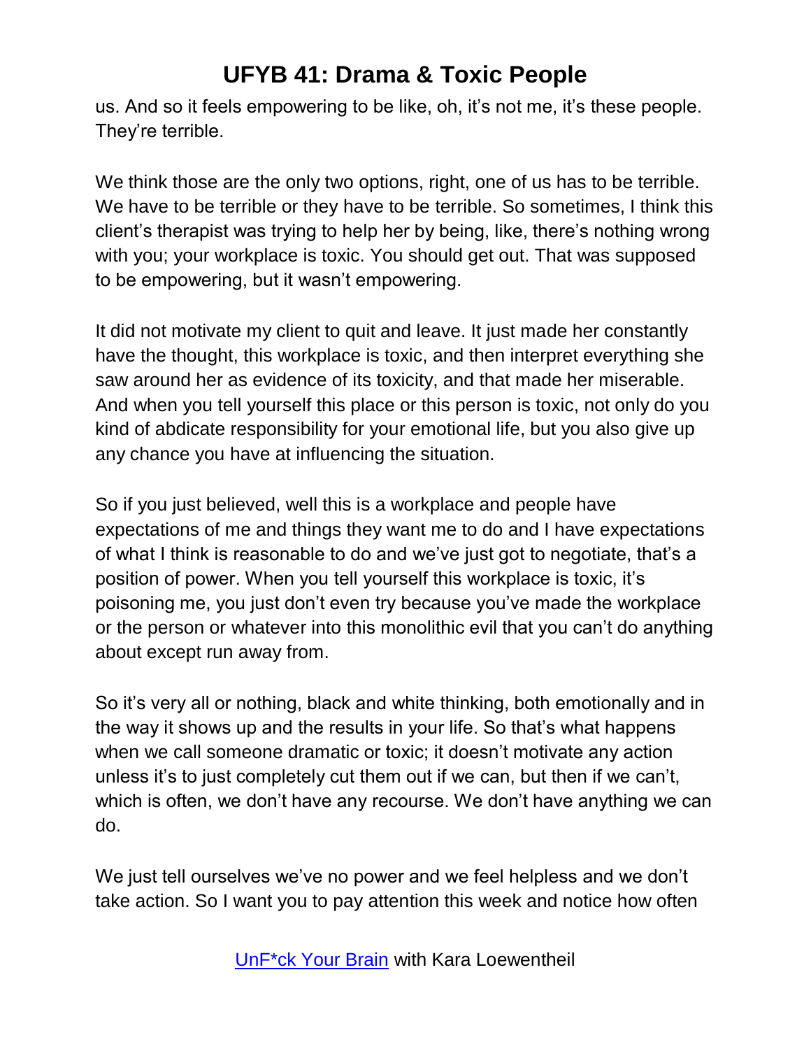us. And so it feels empowering to be like, oh, it's not me, it's these people. They're terrible.

We think those are the only two options, right, one of us has to be terrible. We have to be terrible or they have to be terrible. So sometimes, I think this client's therapist was trying to help her by being, like, there's nothing wrong with you; your workplace is toxic. You should get out. That was supposed to be empowering, but it wasn't empowering.

It did not motivate my client to quit and leave. It just made her constantly have the thought, this workplace is toxic, and then interpret everything she saw around her as evidence of its toxicity, and that made her miserable. And when you tell yourself this place or this person is toxic, not only do you kind of abdicate responsibility for your emotional life, but you also give up any chance you have at influencing the situation.

So if you just believed, well this is a workplace and people have expectations of me and things they want me to do and I have expectations of what I think is reasonable to do and we've just got to negotiate, that's a position of power. When you tell yourself this workplace is toxic, it's poisoning me, you just don't even try because you've made the workplace or the person or whatever into this monolithic evil that you can't do anything about except run away from.

So it's very all or nothing, black and white thinking, both emotionally and in the way it shows up and the results in your life. So that's what happens when we call someone dramatic or toxic; it doesn't motivate any action unless it's to just completely cut them out if we can, but then if we can't, which is often, we don't have any recourse. We don't have anything we can do.

We just tell ourselves we've no power and we feel helpless and we don't take action. So I want you to pay attention this week and notice how often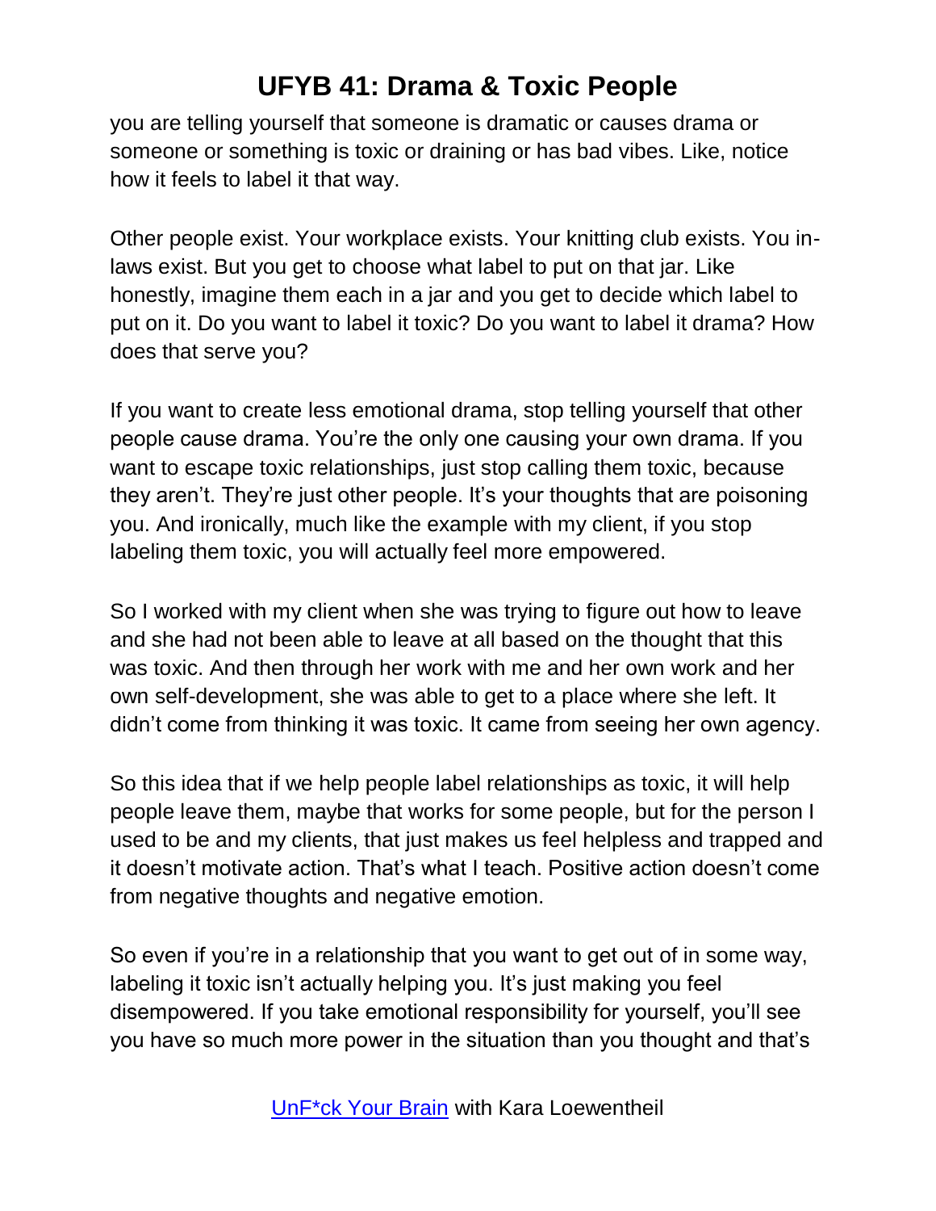you are telling yourself that someone is dramatic or causes drama or someone or something is toxic or draining or has bad vibes. Like, notice how it feels to label it that way.

Other people exist. Your workplace exists. Your knitting club exists. You in-laws exist. But you get to choose what label to put on that jar. Like honestly, imagine them each in a jar and you get to decide which label to put on it. Do you want to label it toxic? Do you want to label it drama? How does that serve you?

If you want to create less emotional drama, stop telling yourself that other people cause drama. You're the only one causing your own drama. If you want to escape toxic relationships, just stop calling them toxic, because they aren't. They're just other people. It's your thoughts that are poisoning you. And ironically, much like the example with my client, if you stop labeling them toxic, you will actually feel more empowered.

So I worked with my client when she was trying to figure out how to leave and she had not been able to leave at all based on the thought that this was toxic. And then through her work with me and her own work and her own self-development, she was able to get to a place where she left. It didn't come from thinking it was toxic. It came from seeing her own agency.

So this idea that if we help people label relationships as toxic, it will help people leave them, maybe that works for some people, but for the person I used to be and my clients, that just makes us feel helpless and trapped and it doesn't motivate action. That's what I teach. Positive action doesn't come from negative thoughts and negative emotion.

So even if you're in a relationship that you want to get out of in some way, labeling it toxic isn't actually helping you. It's just making you feel disempowered. If you take emotional responsibility for yourself, you'll see you have so much more power in the situation than you thought and that's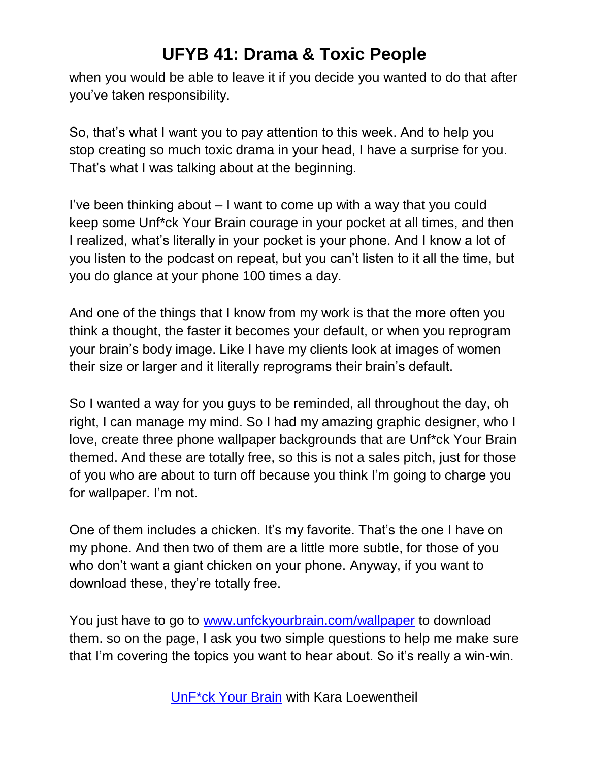when you would be able to leave it if you decide you wanted to do that after you've taken responsibility.

So, that's what I want you to pay attention to this week. And to help you stop creating so much toxic drama in your head, I have a surprise for you. That's what I was talking about at the beginning.

I've been thinking about – I want to come up with a way that you could keep some Unf*ck Your Brain courage in your pocket at all times, and then I realized, what's literally in your pocket is your phone. And I know a lot of you listen to the podcast on repeat, but you can't listen to it all the time, but you do glance at your phone 100 times a day.

And one of the things that I know from my work is that the more often you think a thought, the faster it becomes your default, or when you reprogram your brain's body image. Like I have my clients look at images of women their size or larger and it literally reprograms their brain's default.

So I wanted a way for you guys to be reminded, all throughout the day, oh right, I can manage my mind. So I had my amazing graphic designer, who I love, create three phone wallpaper backgrounds that are Unf*ck Your Brain themed. And these are totally free, so this is not a sales pitch, just for those of you who are about to turn off because you think I'm going to charge you for wallpaper. I'm not.

One of them includes a chicken. It's my favorite. That's the one I have on my phone. And then two of them are a little more subtle, for those of you who don't want a giant chicken on your phone. Anyway, if you want to download these, they're totally free.

You just have to go to [www.unfckyourbrain.com/wallpaper](http://www.unfckyourbrain.com/wallpaper) to download them. so on the page, I ask you two simple questions to help me make sure that I'm covering the topics you want to hear about. So it's really a win-win.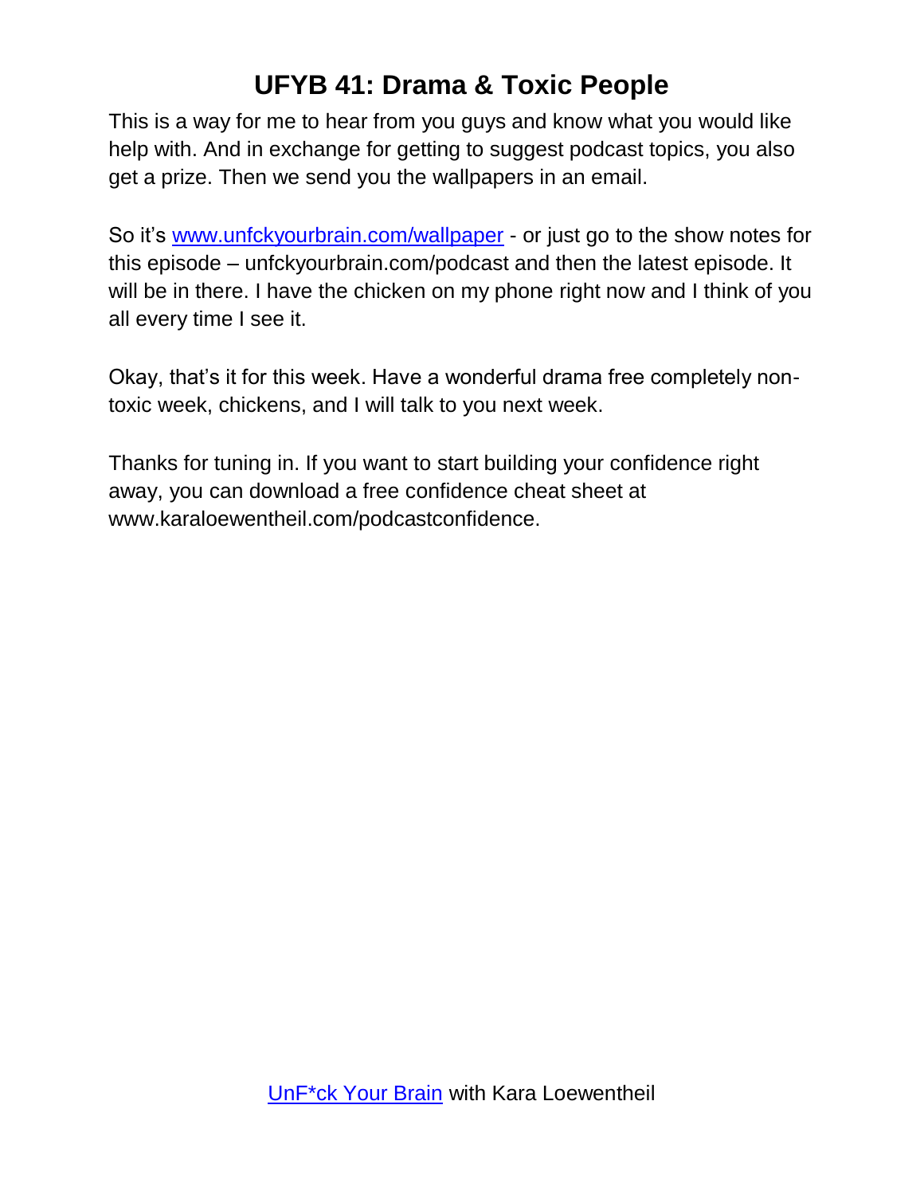This is a way for me to hear from you guys and know what you would like help with. And in exchange for getting to suggest podcast topics, you also get a prize. Then we send you the wallpapers in an email.

So it's www.unfckyourbrain.com/wallpaper - or just go to the show notes for this episode – unfckyourbrain.com/podcast and then the latest episode. It will be in there. I have the chicken on my phone right now and I think of you all every time I see it.

Okay, that's it for this week. Have a wonderful drama free completely non-toxic week, chickens, and I will talk to you next week.

Thanks for tuning in. If you want to start building your confidence right away, you can download a free confidence cheat sheet at www.karaloewentheil.com/podcastconfidence.